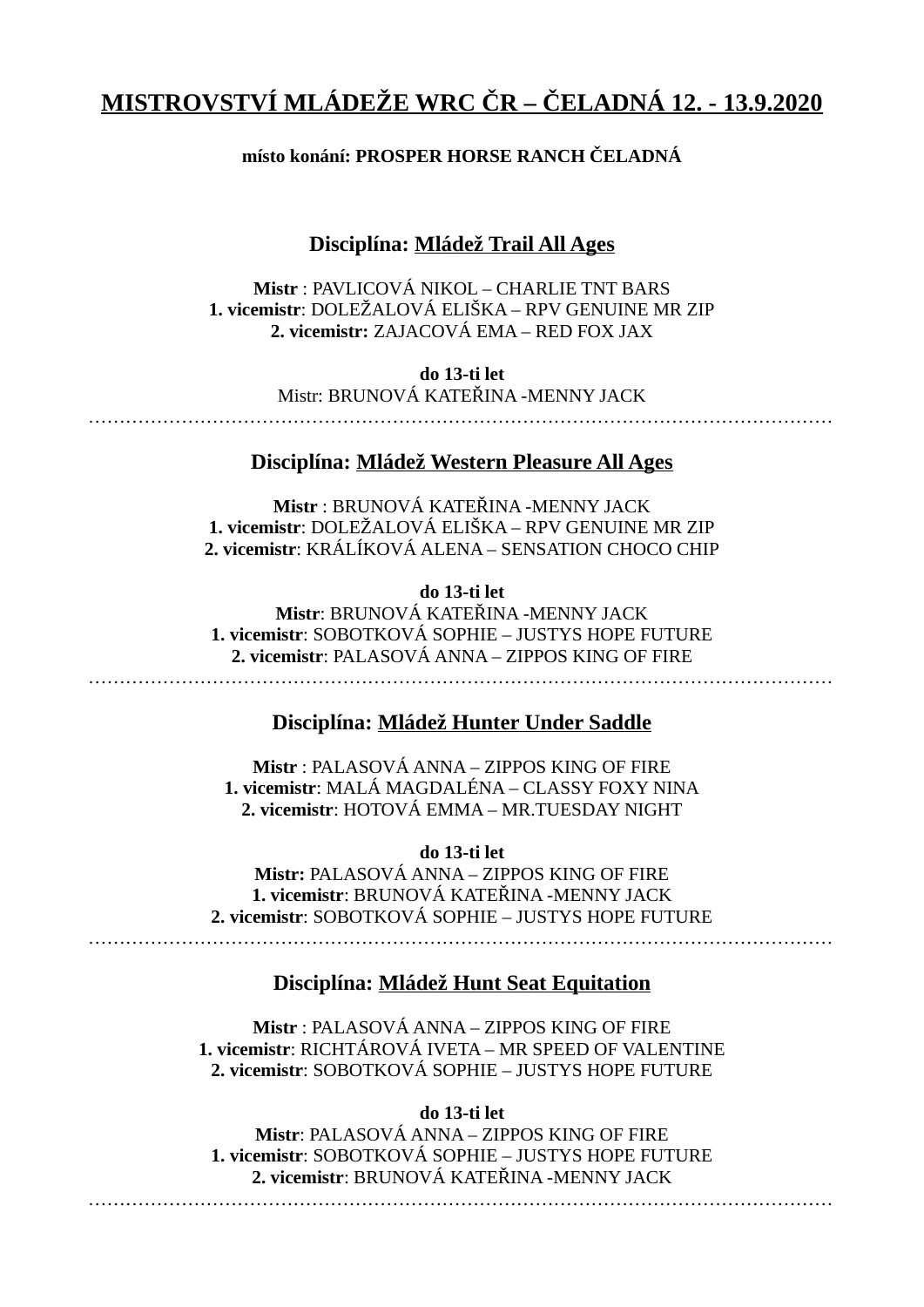# <u>MISTROVSTVÍ MLÁDEŽE WRC ČR – ČELADNÁ 12. - 13.9.2020</u>

**místo konání: PROSPER HORSE RANCH ČELADNÁ**

## Disciplína: <u>Mládež Trail All Ages</u>

**Mistr** : PAVLICOVÁ NIKOL – CHARLIE TNT BARS
**1. vicemistr**: DOLEŽALOVÁ ELIŠKA – RPV GENUINE MR ZIP
**2. vicemistr:** ZAJACOVÁ EMA – RED FOX JAX

**do 13-ti let**
Mistr: BRUNOVÁ KATEŘINA -MENNY JACK

…………………………………………………………………………………………………………

## Disciplína: <u>Mládež Western Pleasure All Ages</u>

**Mistr** : BRUNOVÁ KATEŘINA -MENNY JACK
**1. vicemistr**: DOLEŽALOVÁ ELIŠKA – RPV GENUINE MR ZIP
**2. vicemistr**: KRÁLÍKOVÁ ALENA – SENSATION CHOCO CHIP

**do 13-ti let**
**Mistr**: BRUNOVÁ KATEŘINA -MENNY JACK
**1. vicemistr**: SOBOTKOVÁ SOPHIE – JUSTYS HOPE FUTURE
**2. vicemistr**: PALASOVÁ ANNA – ZIPPOS KING OF FIRE

…………………………………………………………………………………………………………

## Disciplína: <u>Mládež Hunter Under Saddle</u>

**Mistr** : PALASOVÁ ANNA – ZIPPOS KING OF FIRE
**1. vicemistr**: MALÁ MAGDALÉNA – CLASSY FOXY NINA
**2. vicemistr**: HOTOVÁ EMMA – MR.TUESDAY NIGHT

**do 13-ti let**
**Mistr:** PALASOVÁ ANNA – ZIPPOS KING OF FIRE
**1. vicemistr**: BRUNOVÁ KATEŘINA -MENNY JACK
**2. vicemistr**: SOBOTKOVÁ SOPHIE – JUSTYS HOPE FUTURE

…………………………………………………………………………………………………………

## Disciplína: <u>Mládež Hunt Seat Equitation</u>

**Mistr** : PALASOVÁ ANNA – ZIPPOS KING OF FIRE
**1. vicemistr**: RICHTÁROVÁ IVETA – MR SPEED OF VALENTINE
**2. vicemistr**: SOBOTKOVÁ SOPHIE – JUSTYS HOPE FUTURE

**do 13-ti let**
**Mistr**: PALASOVÁ ANNA – ZIPPOS KING OF FIRE
**1. vicemistr**: SOBOTKOVÁ SOPHIE – JUSTYS HOPE FUTURE
**2. vicemistr**: BRUNOVÁ KATEŘINA -MENNY JACK

…………………………………………………………………………………………………………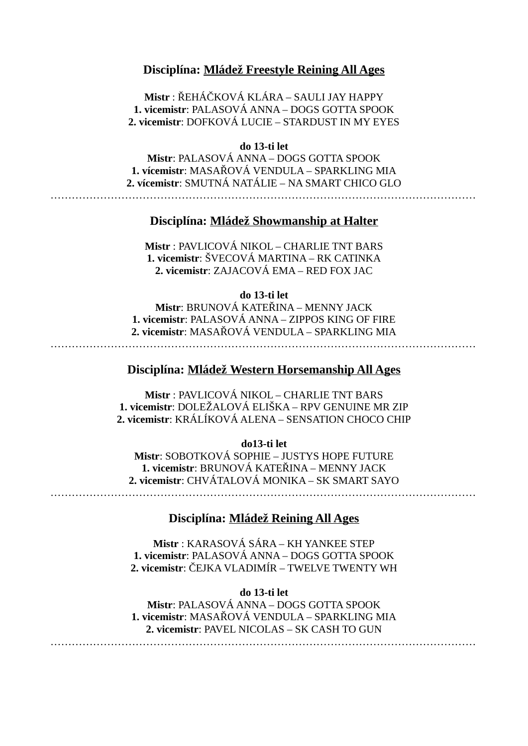**Disciplína: <u>Mládež Freestyle Reining All Ages</u>**

**Mistr** : ŘEHÁČKOVÁ KLÁRA – SAULI JAY HAPPY
**1. vicemistr**: PALASOVÁ ANNA – DOGS GOTTA SPOOK
**2. vicemistr**: DOFKOVÁ LUCIE – STARDUST IN MY EYES

**do 13-ti let**
**Mistr**: PALASOVÁ ANNA – DOGS GOTTA SPOOK
**1. vícemistr**: MASAŘOVÁ VENDULA – SPARKLING MIA
**2. vícemistr**: SMUTNÁ NATÁLIE – NA SMART CHICO GLO

…………………………………………………………………………………………………………

**Disciplína: <u>Mládež Showmanship at Halter</u>**

**Mistr** : PAVLICOVÁ NIKOL – CHARLIE TNT BARS
**1. vicemistr**: ŠVECOVÁ MARTINA – RK CATINKA
**2. vicemistr**: ZAJACOVÁ EMA – RED FOX JAC

**do 13-ti let**
**Mistr**: BRUNOVÁ KATEŘINA – MENNY JACK
**1. vicemistr**: PALASOVÁ ANNA – ZIPPOS KING OF FIRE
**2. vicemistr**: MASAŘOVÁ VENDULA – SPARKLING MIA

…………………………………………………………………………………………………………

**Disciplína: <u>Mládež Western Horsemanship All Ages</u>**

**Mistr** : PAVLICOVÁ NIKOL – CHARLIE TNT BARS
**1. vicemistr**: DOLEŽALOVÁ ELIŠKA – RPV GENUINE MR ZIP
**2. vicemistr**: KRÁLÍKOVÁ ALENA – SENSATION CHOCO CHIP

**do13-ti let**
**Mistr**: SOBOTKOVÁ SOPHIE – JUSTYS HOPE FUTURE
**1. vicemistr**: BRUNOVÁ KATEŘINA – MENNY JACK
**2. vicemistr**: CHVÁTALOVÁ MONIKA – SK SMART SAYO

…………………………………………………………………………………………………………

**Disciplína: <u>Mládež Reining All Ages</u>**

**Mistr** : KARASOVÁ SÁRA – KH YANKEE STEP
**1. vicemistr**: PALASOVÁ ANNA – DOGS GOTTA SPOOK
**2. vicemistr**: ČEJKA VLADIMÍR – TWELVE TWENTY WH

**do 13-ti let**
**Mistr**: PALASOVÁ ANNA – DOGS GOTTA SPOOK
**1. vicemistr**: MASAŘOVÁ VENDULA – SPARKLING MIA
**2. vicemistr**: PAVEL NICOLAS – SK CASH TO GUN

…………………………………………………………………………………………………………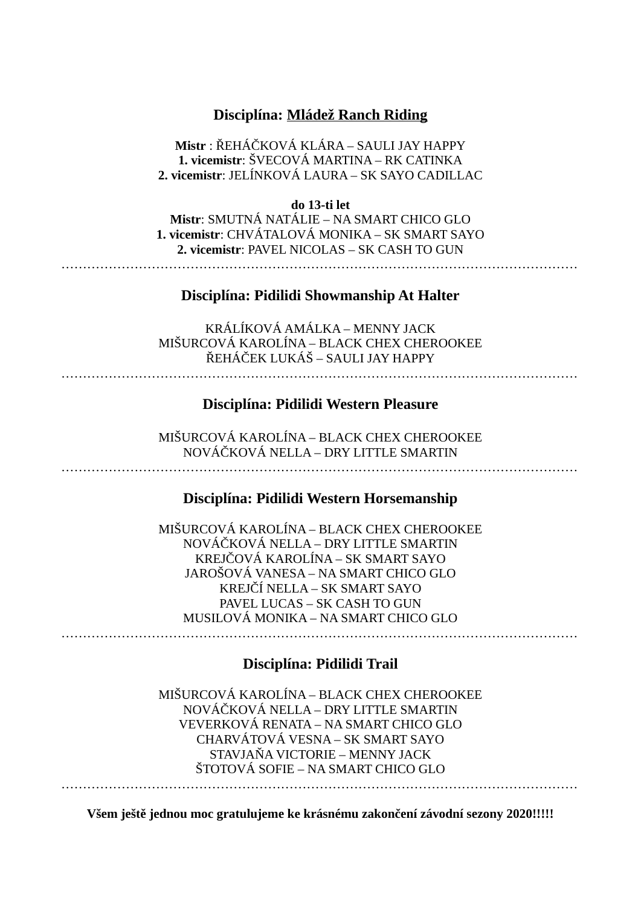## Disciplína: <u>Mládež Ranch Riding</u>

**Mistr** : ŘEHÁČKOVÁ KLÁRA – SAULI JAY HAPPY  
**1. vicemistr**: ŠVECOVÁ MARTINA – RK CATINKA  
**2. vicemistr**: JELÍNKOVÁ LAURA – SK SAYO CADILLAC

**do 13-ti let**  
**Mistr**: SMUTNÁ NATÁLIE – NA SMART CHICO GLO  
**1. vicemistr**: CHVÁTALOVÁ MONIKA – SK SMART SAYO  
**2. vicemistr**: PAVEL NICOLAS – SK CASH TO GUN

…………………………………………………………………………………………………………

## Disciplína: Pidilidi Showmanship At Halter

KRÁLÍKOVÁ AMÁLKA – MENNY JACK  
MIŠURCOVÁ KAROLÍNA – BLACK CHEX CHEROOKEE  
ŘEHÁČEK LUKÁŠ – SAULI JAY HAPPY

…………………………………………………………………………………………………………

## Disciplína: Pidilidi Western Pleasure

MIŠURCOVÁ KAROLÍNA – BLACK CHEX CHEROOKEE  
NOVÁČKOVÁ NELLA – DRY LITTLE SMARTIN

…………………………………………………………………………………………………………

## Disciplína: Pidilidi Western Horsemanship

MIŠURCOVÁ KAROLÍNA – BLACK CHEX CHEROOKEE  
NOVÁČKOVÁ NELLA – DRY LITTLE SMARTIN  
KREJČOVÁ KAROLÍNA – SK SMART SAYO  
JAROŠOVÁ VANESA – NA SMART CHICO GLO  
KREJČÍ NELLA – SK SMART SAYO  
PAVEL LUCAS – SK CASH TO GUN  
MUSILOVÁ MONIKA – NA SMART CHICO GLO

…………………………………………………………………………………………………………

## Disciplína: Pidilidi Trail

MIŠURCOVÁ KAROLÍNA – BLACK CHEX CHEROOKEE  
NOVÁČKOVÁ NELLA – DRY LITTLE SMARTIN  
VEVERKOVÁ RENATA – NA SMART CHICO GLO  
CHARVÁTOVÁ VESNA – SK SMART SAYO  
STAVJAŇA VICTORIE – MENNY JACK  
ŠTOTOVÁ SOFIE – NA SMART CHICO GLO

…………………………………………………………………………………………………………

**Všem ještě jednou moc gratulujeme ke krásnému zakončení závodní sezony 2020!!!!!**